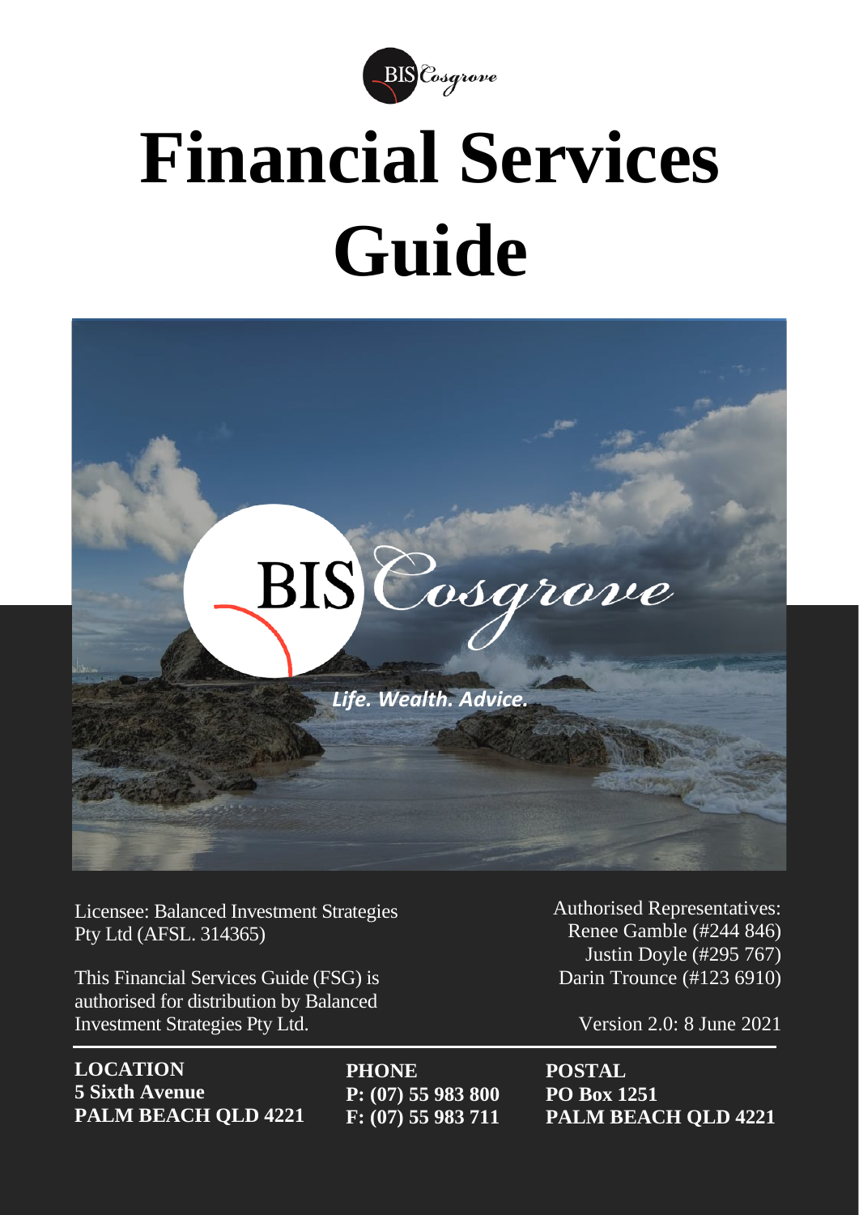# Financial Services Guide

BIS Cosgrove

*Life. Wealth. Advice.*

Licensee: Balanced Investment Strategies Pty Ltd (AFSL. 314365)

This Financial Services Guide (FSG) is authorised for distribution by Balanced Investment Strategies Pty Ltd.

Authorised Representatives:
Renee Gamble (#244 846)
Justin Doyle (#295 767)
Darin Trounce (#123 6910)

Version 2.0: 8 June 2021

| **LOCATION** | **PHONE** | **POSTAL** |
|---|---|---|
| **5 Sixth Avenue** | **P: (07) 55 983 800** | **PO Box 1251** |
| **PALM BEACH QLD 4221** | **F: (07) 55 983 711** | **PALM BEACH QLD 4221** |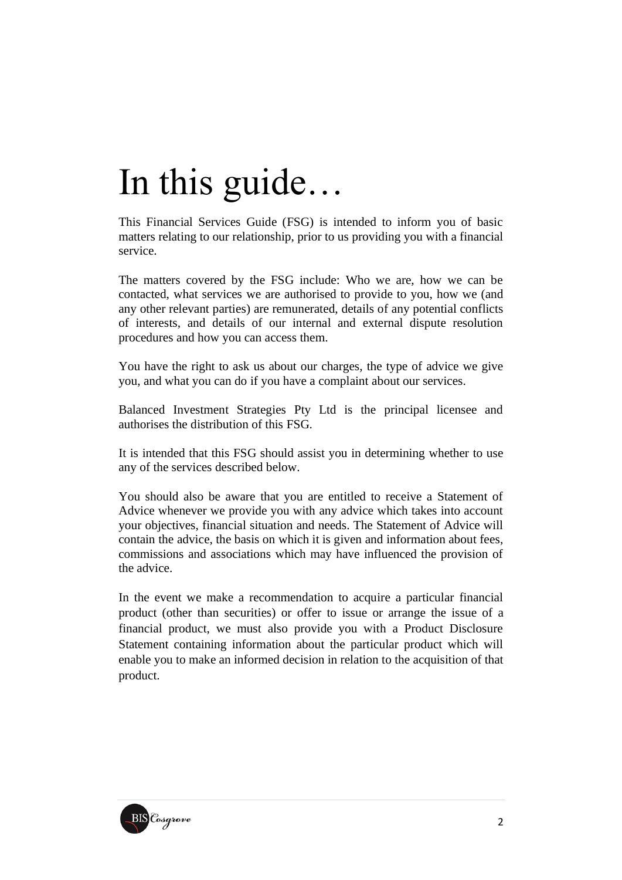# In this guide…

This Financial Services Guide (FSG) is intended to inform you of basic matters relating to our relationship, prior to us providing you with a financial service.

The matters covered by the FSG include: Who we are, how we can be contacted, what services we are authorised to provide to you, how we (and any other relevant parties) are remunerated, details of any potential conflicts of interests, and details of our internal and external dispute resolution procedures and how you can access them.

You have the right to ask us about our charges, the type of advice we give you, and what you can do if you have a complaint about our services.

Balanced Investment Strategies Pty Ltd is the principal licensee and authorises the distribution of this FSG.

It is intended that this FSG should assist you in determining whether to use any of the services described below.

You should also be aware that you are entitled to receive a Statement of Advice whenever we provide you with any advice which takes into account your objectives, financial situation and needs. The Statement of Advice will contain the advice, the basis on which it is given and information about fees, commissions and associations which may have influenced the provision of the advice.

In the event we make a recommendation to acquire a particular financial product (other than securities) or offer to issue or arrange the issue of a financial product, we must also provide you with a Product Disclosure Statement containing information about the particular product which will enable you to make an informed decision in relation to the acquisition of that product.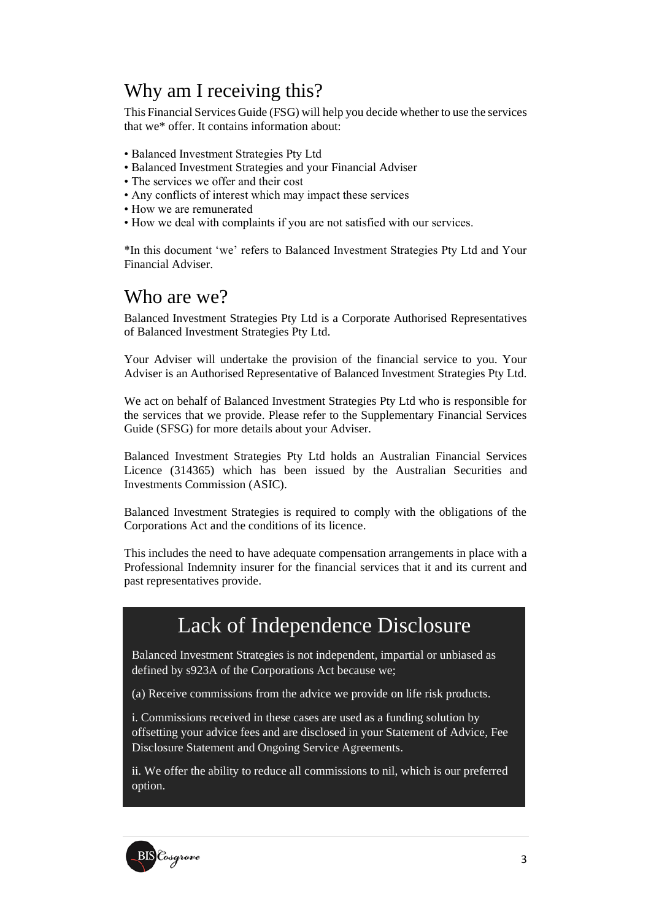## Why am I receiving this?

This Financial Services Guide (FSG) will help you decide whether to use the services that we* offer. It contains information about:

- Balanced Investment Strategies Pty Ltd
- Balanced Investment Strategies and your Financial Adviser
- The services we offer and their cost
- Any conflicts of interest which may impact these services
- How we are remunerated
- How we deal with complaints if you are not satisfied with our services.

*In this document 'we' refers to Balanced Investment Strategies Pty Ltd and Your Financial Adviser.

## Who are we?

Balanced Investment Strategies Pty Ltd is a Corporate Authorised Representatives of Balanced Investment Strategies Pty Ltd.

Your Adviser will undertake the provision of the financial service to you. Your Adviser is an Authorised Representative of Balanced Investment Strategies Pty Ltd.

We act on behalf of Balanced Investment Strategies Pty Ltd who is responsible for the services that we provide. Please refer to the Supplementary Financial Services Guide (SFSG) for more details about your Adviser.

Balanced Investment Strategies Pty Ltd holds an Australian Financial Services Licence (314365) which has been issued by the Australian Securities and Investments Commission (ASIC).

Balanced Investment Strategies is required to comply with the obligations of the Corporations Act and the conditions of its licence.

This includes the need to have adequate compensation arrangements in place with a Professional Indemnity insurer for the financial services that it and its current and past representatives provide.

## Lack of Independence Disclosure

Balanced Investment Strategies is not independent, impartial or unbiased as defined by s923A of the Corporations Act because we;

(a) Receive commissions from the advice we provide on life risk products.

i. Commissions received in these cases are used as a funding solution by offsetting your advice fees and are disclosed in your Statement of Advice, Fee Disclosure Statement and Ongoing Service Agreements.

ii. We offer the ability to reduce all commissions to nil, which is our preferred option.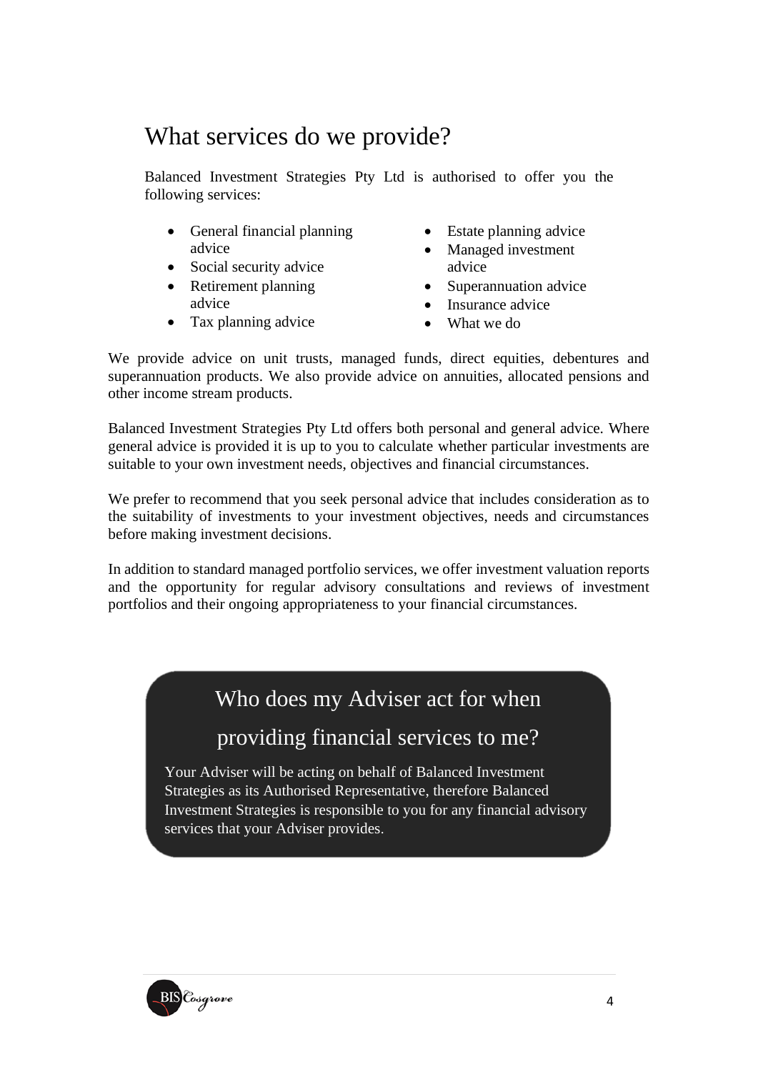## What services do we provide?

Balanced Investment Strategies Pty Ltd is authorised to offer you the following services:

- General financial planning advice
- Social security advice
- Retirement planning advice
- Tax planning advice
- Estate planning advice
- Managed investment advice
- Superannuation advice
- Insurance advice
- What we do

We provide advice on unit trusts, managed funds, direct equities, debentures and superannuation products. We also provide advice on annuities, allocated pensions and other income stream products.

Balanced Investment Strategies Pty Ltd offers both personal and general advice. Where general advice is provided it is up to you to calculate whether particular investments are suitable to your own investment needs, objectives and financial circumstances.

We prefer to recommend that you seek personal advice that includes consideration as to the suitability of investments to your investment objectives, needs and circumstances before making investment decisions.

In addition to standard managed portfolio services, we offer investment valuation reports and the opportunity for regular advisory consultations and reviews of investment portfolios and their ongoing appropriateness to your financial circumstances.

## Who does my Adviser act for when providing financial services to me?

Your Adviser will be acting on behalf of Balanced Investment Strategies as its Authorised Representative, therefore Balanced Investment Strategies is responsible to you for any financial advisory services that your Adviser provides.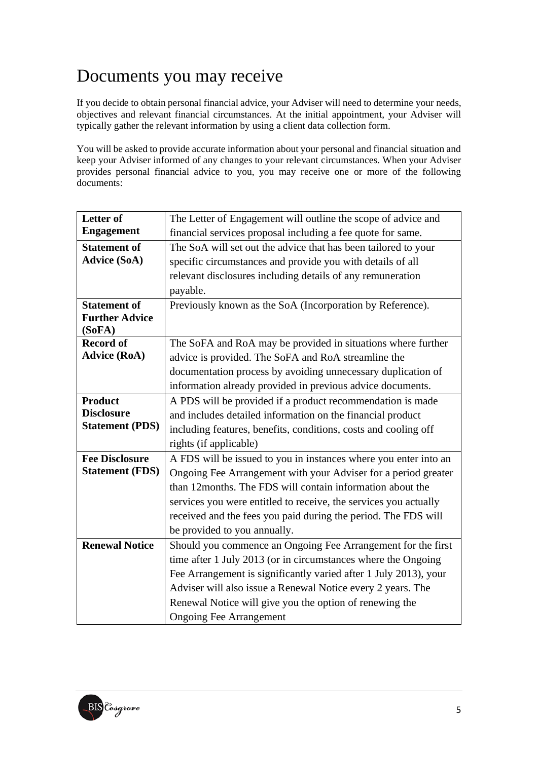# Documents you may receive

If you decide to obtain personal financial advice, your Adviser will need to determine your needs, objectives and relevant financial circumstances. At the initial appointment, your Adviser will typically gather the relevant information by using a client data collection form.

You will be asked to provide accurate information about your personal and financial situation and keep your Adviser informed of any changes to your relevant circumstances. When your Adviser provides personal financial advice to you, you may receive one or more of the following documents:

| **Letter of Engagement** | The Letter of Engagement will outline the scope of advice and financial services proposal including a fee quote for same. |
|---|---|
| **Statement of Advice (SoA)** | The SoA will set out the advice that has been tailored to your specific circumstances and provide you with details of all relevant disclosures including details of any remuneration payable. |
| **Statement of Further Advice (SoFA)** | Previously known as the SoA (Incorporation by Reference). |
| **Record of Advice (RoA)** | The SoFA and RoA may be provided in situations where further advice is provided. The SoFA and RoA streamline the documentation process by avoiding unnecessary duplication of information already provided in previous advice documents. |
| **Product Disclosure Statement (PDS)** | A PDS will be provided if a product recommendation is made and includes detailed information on the financial product including features, benefits, conditions, costs and cooling off rights (if applicable) |
| **Fee Disclosure Statement (FDS)** | A FDS will be issued to you in instances where you enter into an Ongoing Fee Arrangement with your Adviser for a period greater than 12months. The FDS will contain information about the services you were entitled to receive, the services you actually received and the fees you paid during the period. The FDS will be provided to you annually. |
| **Renewal Notice** | Should you commence an Ongoing Fee Arrangement for the first time after 1 July 2013 (or in circumstances where the Ongoing Fee Arrangement is significantly varied after 1 July 2013), your Adviser will also issue a Renewal Notice every 2 years. The Renewal Notice will give you the option of renewing the Ongoing Fee Arrangement |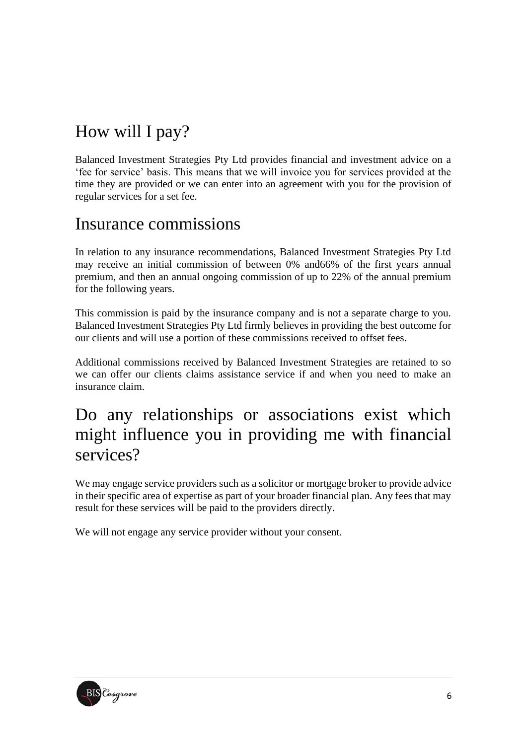## How will I pay?

Balanced Investment Strategies Pty Ltd provides financial and investment advice on a 'fee for service' basis. This means that we will invoice you for services provided at the time they are provided or we can enter into an agreement with you for the provision of regular services for a set fee.

## Insurance commissions

In relation to any insurance recommendations, Balanced Investment Strategies Pty Ltd may receive an initial commission of between 0% and66% of the first years annual premium, and then an annual ongoing commission of up to 22% of the annual premium for the following years.

This commission is paid by the insurance company and is not a separate charge to you. Balanced Investment Strategies Pty Ltd firmly believes in providing the best outcome for our clients and will use a portion of these commissions received to offset fees.

Additional commissions received by Balanced Investment Strategies are retained to so we can offer our clients claims assistance service if and when you need to make an insurance claim.

## Do any relationships or associations exist which might influence you in providing me with financial services?

We may engage service providers such as a solicitor or mortgage broker to provide advice in their specific area of expertise as part of your broader financial plan. Any fees that may result for these services will be paid to the providers directly.

We will not engage any service provider without your consent.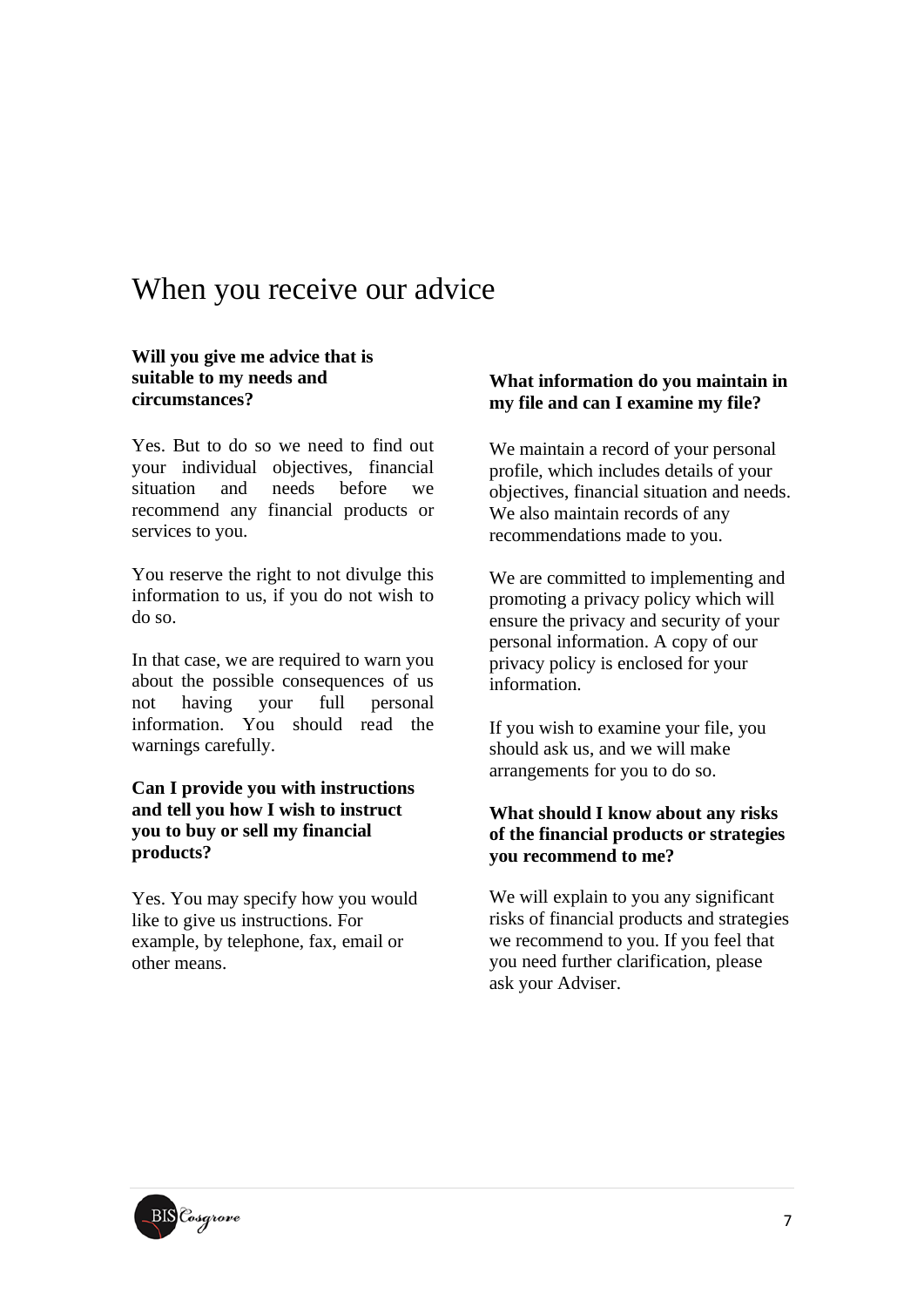# When you receive our advice

**Will you give me advice that is suitable to my needs and circumstances?**

Yes. But to do so we need to find out your individual objectives, financial situation and needs before we recommend any financial products or services to you.

You reserve the right to not divulge this information to us, if you do not wish to do so.

In that case, we are required to warn you about the possible consequences of us not having your full personal information. You should read the warnings carefully.

**Can I provide you with instructions and tell you how I wish to instruct you to buy or sell my financial products?**

Yes. You may specify how you would like to give us instructions. For example, by telephone, fax, email or other means.

**What information do you maintain in my file and can I examine my file?**

We maintain a record of your personal profile, which includes details of your objectives, financial situation and needs. We also maintain records of any recommendations made to you.

We are committed to implementing and promoting a privacy policy which will ensure the privacy and security of your personal information. A copy of our privacy policy is enclosed for your information.

If you wish to examine your file, you should ask us, and we will make arrangements for you to do so.

**What should I know about any risks of the financial products or strategies you recommend to me?**

We will explain to you any significant risks of financial products and strategies we recommend to you. If you feel that you need further clarification, please ask your Adviser.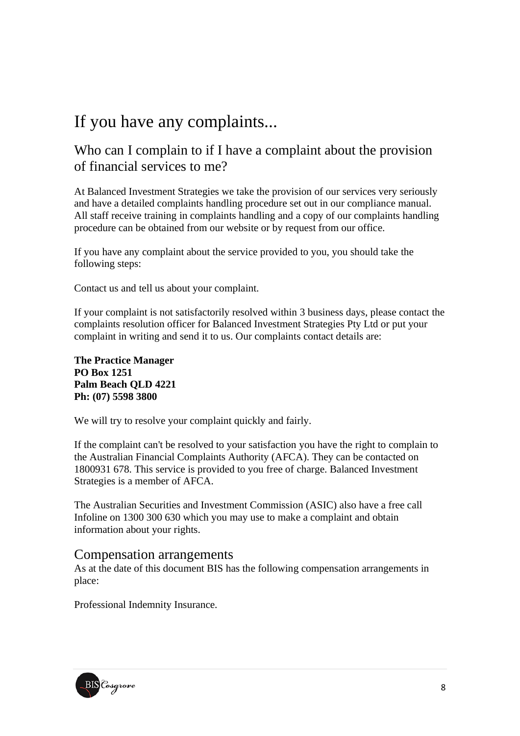# If you have any complaints...

## Who can I complain to if I have a complaint about the provision of financial services to me?

At Balanced Investment Strategies we take the provision of our services very seriously and have a detailed complaints handling procedure set out in our compliance manual. All staff receive training in complaints handling and a copy of our complaints handling procedure can be obtained from our website or by request from our office.

If you have any complaint about the service provided to you, you should take the following steps:

Contact us and tell us about your complaint.

If your complaint is not satisfactorily resolved within 3 business days, please contact the complaints resolution officer for Balanced Investment Strategies Pty Ltd or put your complaint in writing and send it to us. Our complaints contact details are:

**The Practice Manager**
**PO Box 1251**
**Palm Beach QLD 4221**
**Ph: (07) 5598 3800**

We will try to resolve your complaint quickly and fairly.

If the complaint can't be resolved to your satisfaction you have the right to complain to the Australian Financial Complaints Authority (AFCA). They can be contacted on 1800931 678. This service is provided to you free of charge. Balanced Investment Strategies is a member of AFCA.

The Australian Securities and Investment Commission (ASIC) also have a free call Infoline on 1300 300 630 which you may use to make a complaint and obtain information about your rights.

## Compensation arrangements

As at the date of this document BIS has the following compensation arrangements in place:

Professional Indemnity Insurance.